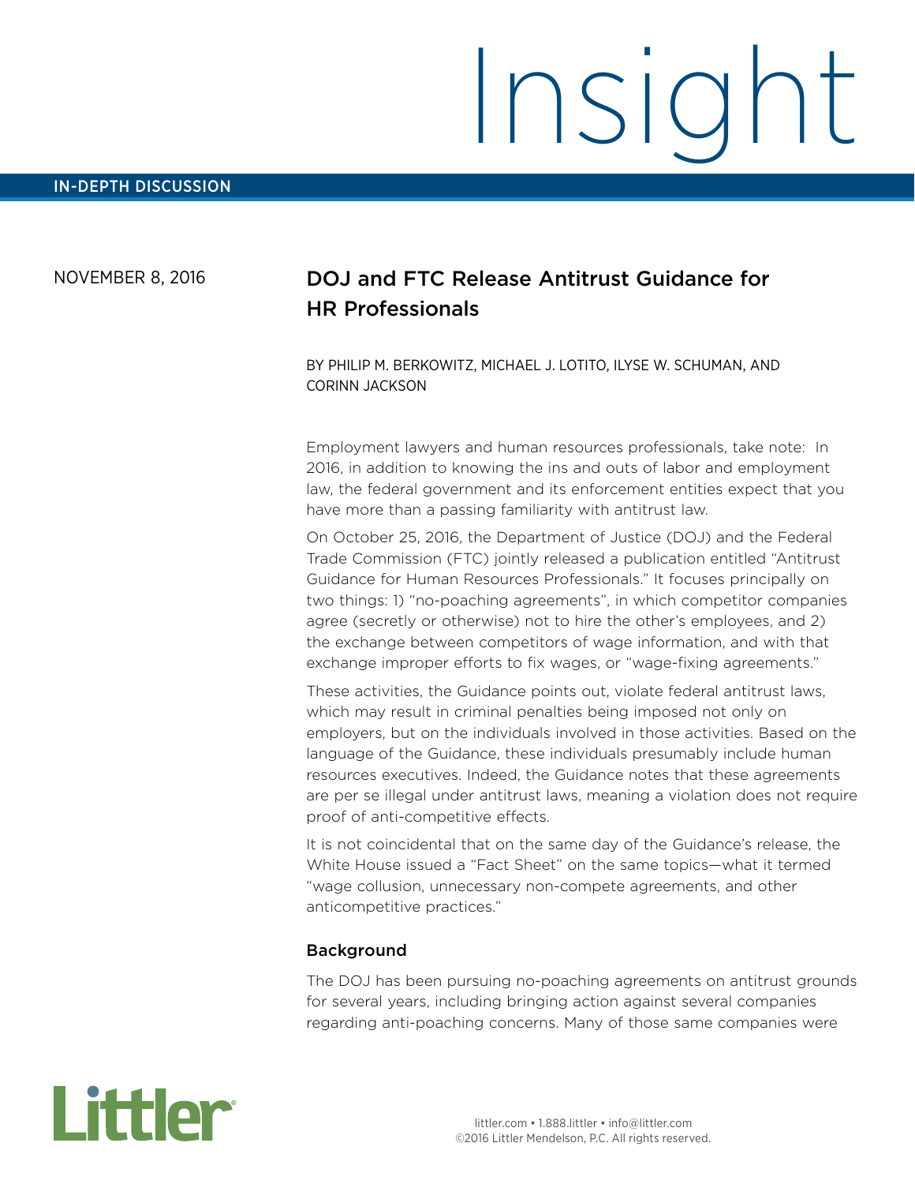# Insight

IN-DEPTH DISCUSSION

NOVEMBER 8, 2016

## DOJ and FTC Release Antitrust Guidance for HR Professionals

BY PHILIP M. BERKOWITZ, MICHAEL J. LOTITO, ILYSE W. SCHUMAN, AND CORINN JACKSON

Employment lawyers and human resources professionals, take note: In 2016, in addition to knowing the ins and outs of labor and employment law, the federal government and its enforcement entities expect that you have more than a passing familiarity with antitrust law.

On October 25, 2016, the Department of Justice (DOJ) and the Federal Trade Commission (FTC) jointly released a publication entitled "Antitrust Guidance for Human Resources Professionals." It focuses principally on two things: 1) "no-poaching agreements", in which competitor companies agree (secretly or otherwise) not to hire the other's employees, and 2) the exchange between competitors of wage information, and with that exchange improper efforts to fix wages, or "wage-fixing agreements."

These activities, the Guidance points out, violate federal antitrust laws, which may result in criminal penalties being imposed not only on employers, but on the individuals involved in those activities. Based on the language of the Guidance, these individuals presumably include human resources executives. Indeed, the Guidance notes that these agreements are per se illegal under antitrust laws, meaning a violation does not require proof of anti-competitive effects.

It is not coincidental that on the same day of the Guidance's release, the White House issued a "Fact Sheet" on the same topics—what it termed "wage collusion, unnecessary non-compete agreements, and other anticompetitive practices."

### Background

The DOJ has been pursuing no-poaching agreements on antitrust grounds for several years, including bringing action against several companies regarding anti-poaching concerns. Many of those same companies were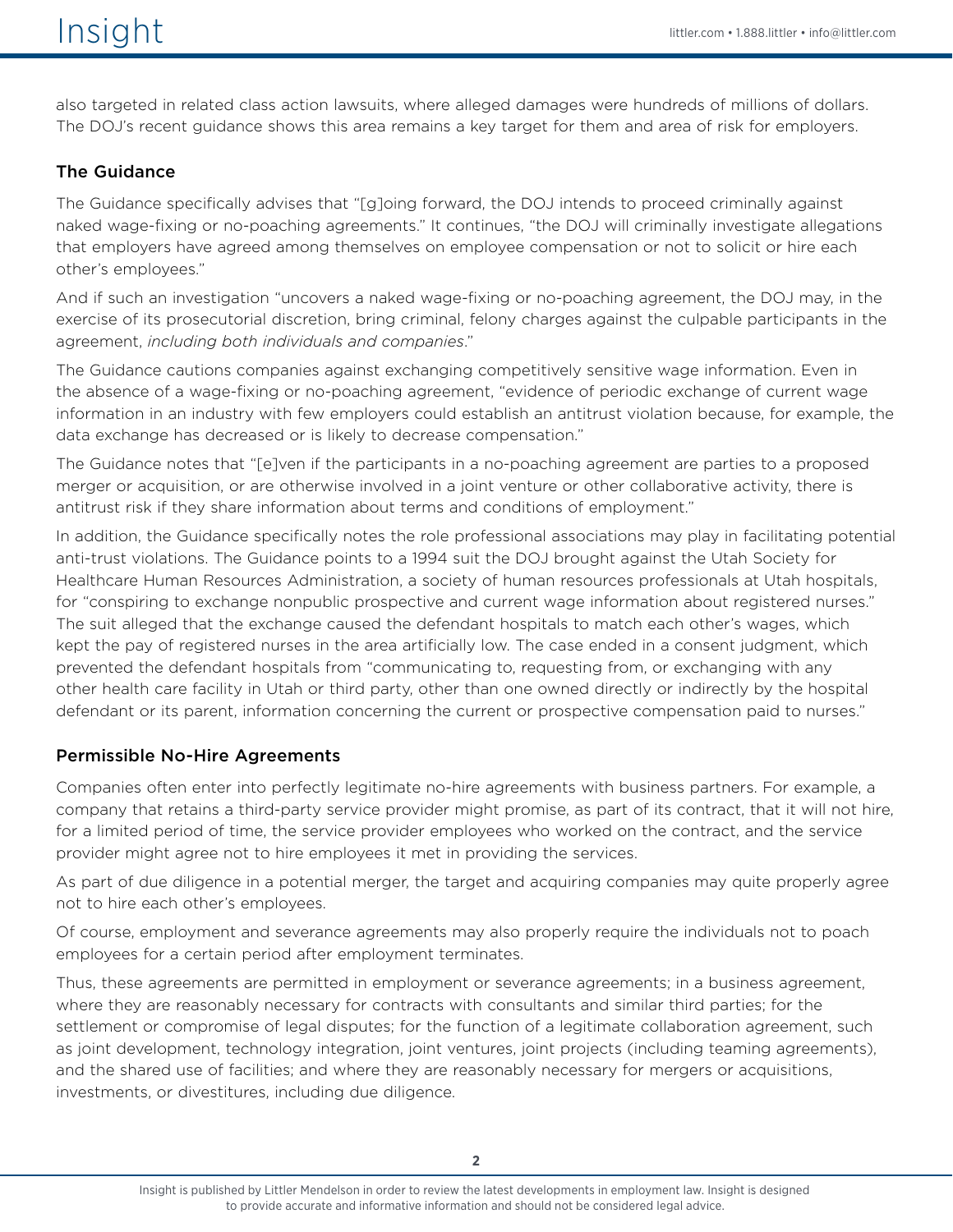also targeted in related class action lawsuits, where alleged damages were hundreds of millions of dollars. The DOJ's recent guidance shows this area remains a key target for them and area of risk for employers.

## The Guidance

The Guidance specifically advises that "[g]oing forward, the DOJ intends to proceed criminally against naked wage-fixing or no-poaching agreements." It continues, "the DOJ will criminally investigate allegations that employers have agreed among themselves on employee compensation or not to solicit or hire each other's employees."

And if such an investigation "uncovers a naked wage-fixing or no-poaching agreement, the DOJ may, in the exercise of its prosecutorial discretion, bring criminal, felony charges against the culpable participants in the agreement, *including both individuals and companies*."

The Guidance cautions companies against exchanging competitively sensitive wage information. Even in the absence of a wage-fixing or no-poaching agreement, "evidence of periodic exchange of current wage information in an industry with few employers could establish an antitrust violation because, for example, the data exchange has decreased or is likely to decrease compensation."

The Guidance notes that "[e]ven if the participants in a no-poaching agreement are parties to a proposed merger or acquisition, or are otherwise involved in a joint venture or other collaborative activity, there is antitrust risk if they share information about terms and conditions of employment."

In addition, the Guidance specifically notes the role professional associations may play in facilitating potential anti-trust violations. The Guidance points to a 1994 suit the DOJ brought against the Utah Society for Healthcare Human Resources Administration, a society of human resources professionals at Utah hospitals, for "conspiring to exchange nonpublic prospective and current wage information about registered nurses." The suit alleged that the exchange caused the defendant hospitals to match each other's wages, which kept the pay of registered nurses in the area artificially low. The case ended in a consent judgment, which prevented the defendant hospitals from "communicating to, requesting from, or exchanging with any other health care facility in Utah or third party, other than one owned directly or indirectly by the hospital defendant or its parent, information concerning the current or prospective compensation paid to nurses."

## Permissible No-Hire Agreements

Companies often enter into perfectly legitimate no-hire agreements with business partners. For example, a company that retains a third-party service provider might promise, as part of its contract, that it will not hire, for a limited period of time, the service provider employees who worked on the contract, and the service provider might agree not to hire employees it met in providing the services.

As part of due diligence in a potential merger, the target and acquiring companies may quite properly agree not to hire each other's employees.

Of course, employment and severance agreements may also properly require the individuals not to poach employees for a certain period after employment terminates.

Thus, these agreements are permitted in employment or severance agreements; in a business agreement, where they are reasonably necessary for contracts with consultants and similar third parties; for the settlement or compromise of legal disputes; for the function of a legitimate collaboration agreement, such as joint development, technology integration, joint ventures, joint projects (including teaming agreements), and the shared use of facilities; and where they are reasonably necessary for mergers or acquisitions, investments, or divestitures, including due diligence.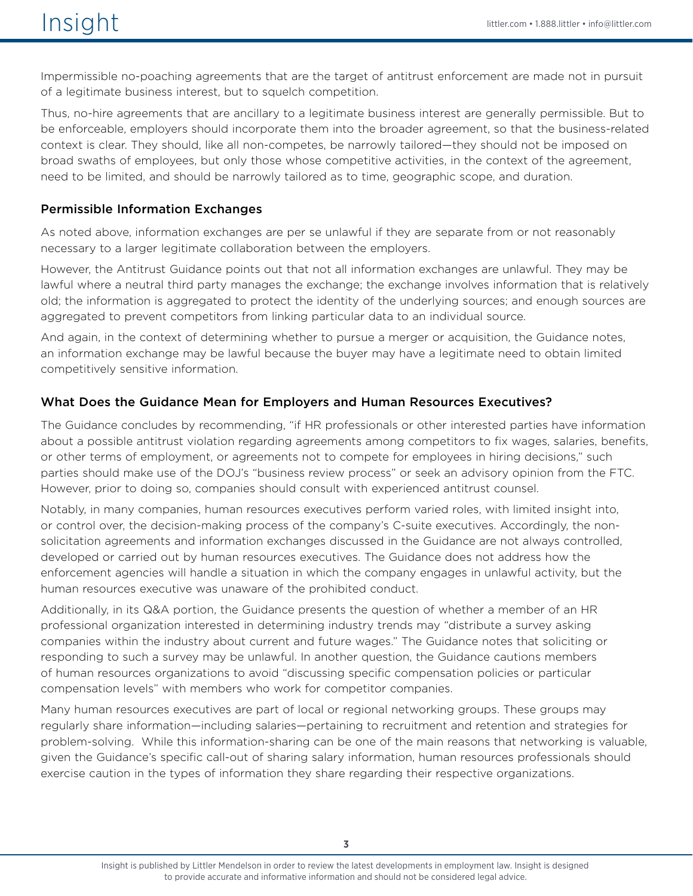Impermissible no-poaching agreements that are the target of antitrust enforcement are made not in pursuit of a legitimate business interest, but to squelch competition.

Thus, no-hire agreements that are ancillary to a legitimate business interest are generally permissible. But to be enforceable, employers should incorporate them into the broader agreement, so that the business-related context is clear. They should, like all non-competes, be narrowly tailored—they should not be imposed on broad swaths of employees, but only those whose competitive activities, in the context of the agreement, need to be limited, and should be narrowly tailored as to time, geographic scope, and duration.

### Permissible Information Exchanges

As noted above, information exchanges are per se unlawful if they are separate from or not reasonably necessary to a larger legitimate collaboration between the employers.

However, the Antitrust Guidance points out that not all information exchanges are unlawful. They may be lawful where a neutral third party manages the exchange; the exchange involves information that is relatively old; the information is aggregated to protect the identity of the underlying sources; and enough sources are aggregated to prevent competitors from linking particular data to an individual source.

And again, in the context of determining whether to pursue a merger or acquisition, the Guidance notes, an information exchange may be lawful because the buyer may have a legitimate need to obtain limited competitively sensitive information.

### What Does the Guidance Mean for Employers and Human Resources Executives?

The Guidance concludes by recommending, "if HR professionals or other interested parties have information about a possible antitrust violation regarding agreements among competitors to fix wages, salaries, benefits, or other terms of employment, or agreements not to compete for employees in hiring decisions," such parties should make use of the DOJ's "business review process" or seek an advisory opinion from the FTC. However, prior to doing so, companies should consult with experienced antitrust counsel.

Notably, in many companies, human resources executives perform varied roles, with limited insight into, or control over, the decision-making process of the company's C-suite executives. Accordingly, the non-solicitation agreements and information exchanges discussed in the Guidance are not always controlled, developed or carried out by human resources executives. The Guidance does not address how the enforcement agencies will handle a situation in which the company engages in unlawful activity, but the human resources executive was unaware of the prohibited conduct.

Additionally, in its Q&A portion, the Guidance presents the question of whether a member of an HR professional organization interested in determining industry trends may "distribute a survey asking companies within the industry about current and future wages." The Guidance notes that soliciting or responding to such a survey may be unlawful. In another question, the Guidance cautions members of human resources organizations to avoid "discussing specific compensation policies or particular compensation levels" with members who work for competitor companies.

Many human resources executives are part of local or regional networking groups. These groups may regularly share information—including salaries—pertaining to recruitment and retention and strategies for problem-solving. While this information-sharing can be one of the main reasons that networking is valuable, given the Guidance's specific call-out of sharing salary information, human resources professionals should exercise caution in the types of information they share regarding their respective organizations.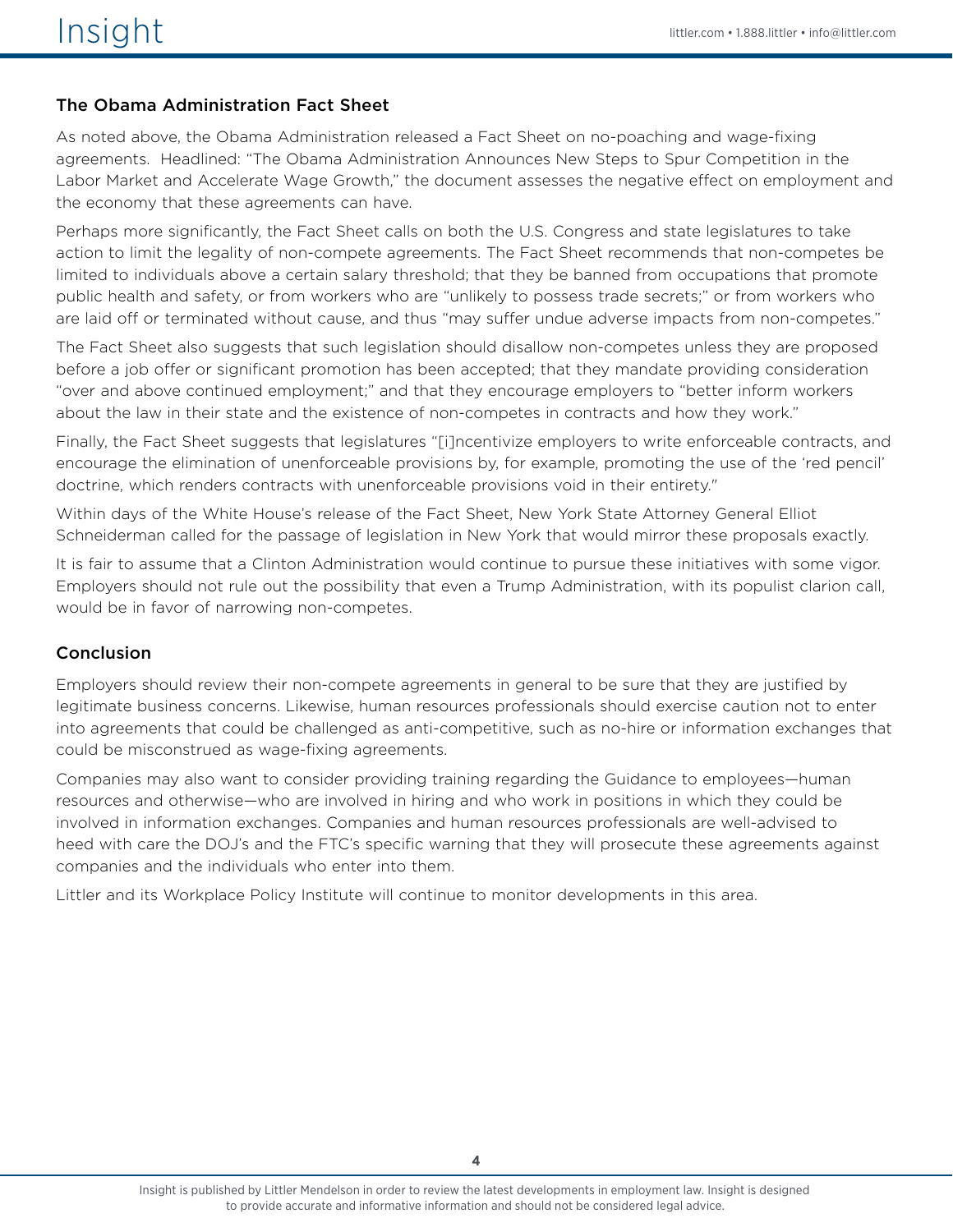## The Obama Administration Fact Sheet

As noted above, the Obama Administration released a Fact Sheet on no-poaching and wage-fixing agreements. Headlined: "The Obama Administration Announces New Steps to Spur Competition in the Labor Market and Accelerate Wage Growth," the document assesses the negative effect on employment and the economy that these agreements can have.

Perhaps more significantly, the Fact Sheet calls on both the U.S. Congress and state legislatures to take action to limit the legality of non-compete agreements. The Fact Sheet recommends that non-competes be limited to individuals above a certain salary threshold; that they be banned from occupations that promote public health and safety, or from workers who are "unlikely to possess trade secrets;" or from workers who are laid off or terminated without cause, and thus "may suffer undue adverse impacts from non-competes."

The Fact Sheet also suggests that such legislation should disallow non-competes unless they are proposed before a job offer or significant promotion has been accepted; that they mandate providing consideration "over and above continued employment;" and that they encourage employers to "better inform workers about the law in their state and the existence of non-competes in contracts and how they work."

Finally, the Fact Sheet suggests that legislatures "[i]ncentivize employers to write enforceable contracts, and encourage the elimination of unenforceable provisions by, for example, promoting the use of the 'red pencil' doctrine, which renders contracts with unenforceable provisions void in their entirety."

Within days of the White House's release of the Fact Sheet, New York State Attorney General Elliot Schneiderman called for the passage of legislation in New York that would mirror these proposals exactly.

It is fair to assume that a Clinton Administration would continue to pursue these initiatives with some vigor. Employers should not rule out the possibility that even a Trump Administration, with its populist clarion call, would be in favor of narrowing non-competes.

## Conclusion

Employers should review their non-compete agreements in general to be sure that they are justified by legitimate business concerns. Likewise, human resources professionals should exercise caution not to enter into agreements that could be challenged as anti-competitive, such as no-hire or information exchanges that could be misconstrued as wage-fixing agreements.

Companies may also want to consider providing training regarding the Guidance to employees—human resources and otherwise—who are involved in hiring and who work in positions in which they could be involved in information exchanges. Companies and human resources professionals are well-advised to heed with care the DOJ's and the FTC's specific warning that they will prosecute these agreements against companies and the individuals who enter into them.

Littler and its Workplace Policy Institute will continue to monitor developments in this area.